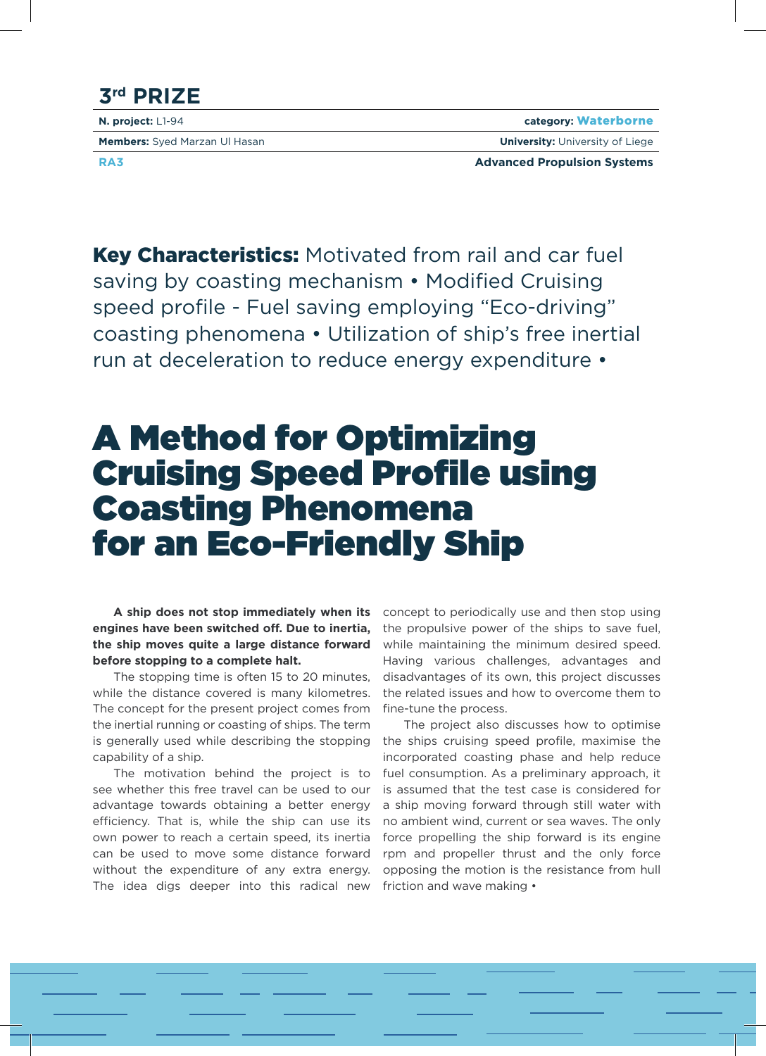## 3rd PRIZE

| **N. project:** L1-94 | **category: Waterborne** |
|---|---|
| **Members:** Syed Marzan Ul Hasan | **University:** University of Liege |
| **RA3** | **Advanced Propulsion Systems** |

**Key Characteristics:** Motivated from rail and car fuel saving by coasting mechanism • Modified Cruising speed profile - Fuel saving employing "Eco-driving" coasting phenomena • Utilization of ship's free inertial run at deceleration to reduce energy expenditure •

# A Method for Optimizing Cruising Speed Profile using Coasting Phenomena for an Eco-Friendly Ship

**A ship does not stop immediately when its engines have been switched off. Due to inertia, the ship moves quite a large distance forward before stopping to a complete halt.**

The stopping time is often 15 to 20 minutes, while the distance covered is many kilometres. The concept for the present project comes from the inertial running or coasting of ships. The term is generally used while describing the stopping capability of a ship.

The motivation behind the project is to see whether this free travel can be used to our advantage towards obtaining a better energy efficiency. That is, while the ship can use its own power to reach a certain speed, its inertia can be used to move some distance forward without the expenditure of any extra energy. The idea digs deeper into this radical new concept to periodically use and then stop using the propulsive power of the ships to save fuel, while maintaining the minimum desired speed. Having various challenges, advantages and disadvantages of its own, this project discusses the related issues and how to overcome them to fine-tune the process.

The project also discusses how to optimise the ships cruising speed profile, maximise the incorporated coasting phase and help reduce fuel consumption. As a preliminary approach, it is assumed that the test case is considered for a ship moving forward through still water with no ambient wind, current or sea waves. The only force propelling the ship forward is its engine rpm and propeller thrust and the only force opposing the motion is the resistance from hull friction and wave making •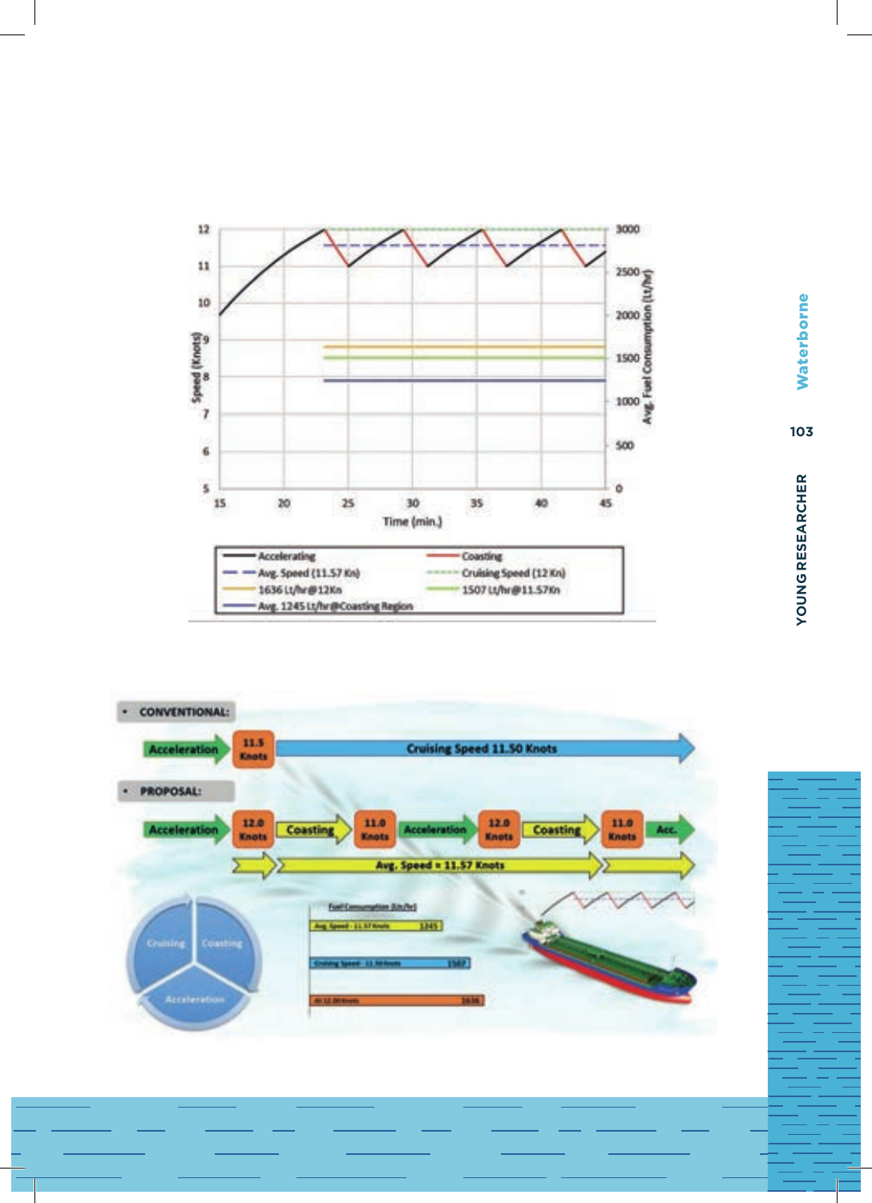12
11
10
9
8
7
6
5

Speed (Knots)

3000
2500
2000
1500
1000
500
0

Avg. Fuel Consumption (Lt/hr)

15 20 25 30 35 40 45

Time (min.)

Accelerating
Coasting
Avg. Speed (11.57 Kn)
Cruising Speed (12 Kn)
1636 Lt/hr@12Kn
1507 Lt/hr@11.57Kn
Avg. 1245 Lt/hr@Coasting Region

- CONVENTIONAL:

Acceleration
11.5 Knots
Cruising Speed 11.50 Knots

- PROPOSAL:

Acceleration
12.0 Knots
Coasting
11.0 Knots
Acceleration
12.0 Knots
Coasting
11.0 Knots
Acc.

Avg. Speed = 11.57 Knots

Cruising
Coasting
Acceleration

Fuel Consumption (Lt/hr)

Avg. Speed - 11.57 Knots 1245

Cruising Speed - 11.50 Knots 1507

At 12.00 Knots 1636